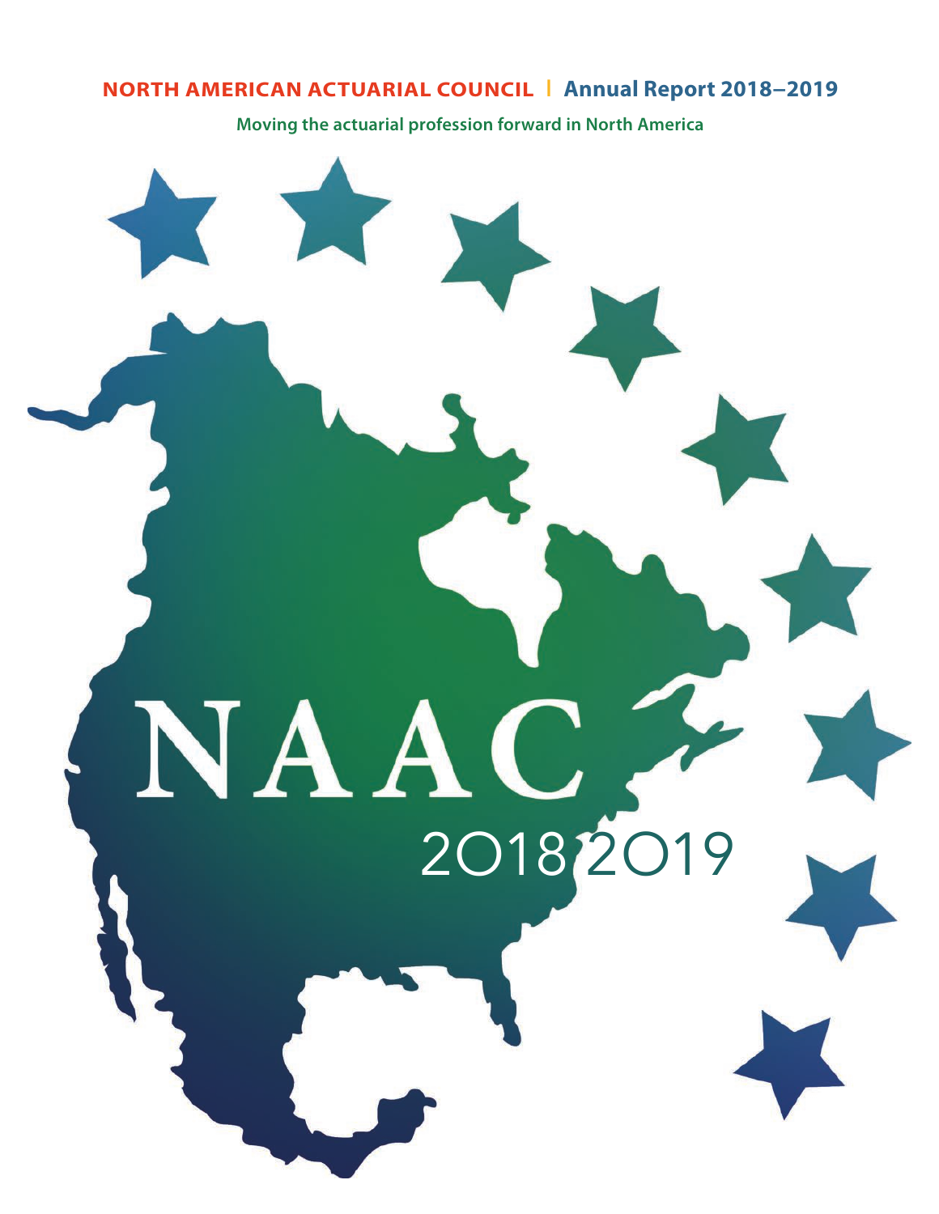**NORTH AMERICAN ACTUARIAL COUNCIL | Annual Report 2018–2019**

**Moving the actuarial profession forward in North America**

# NAAC

2018 2019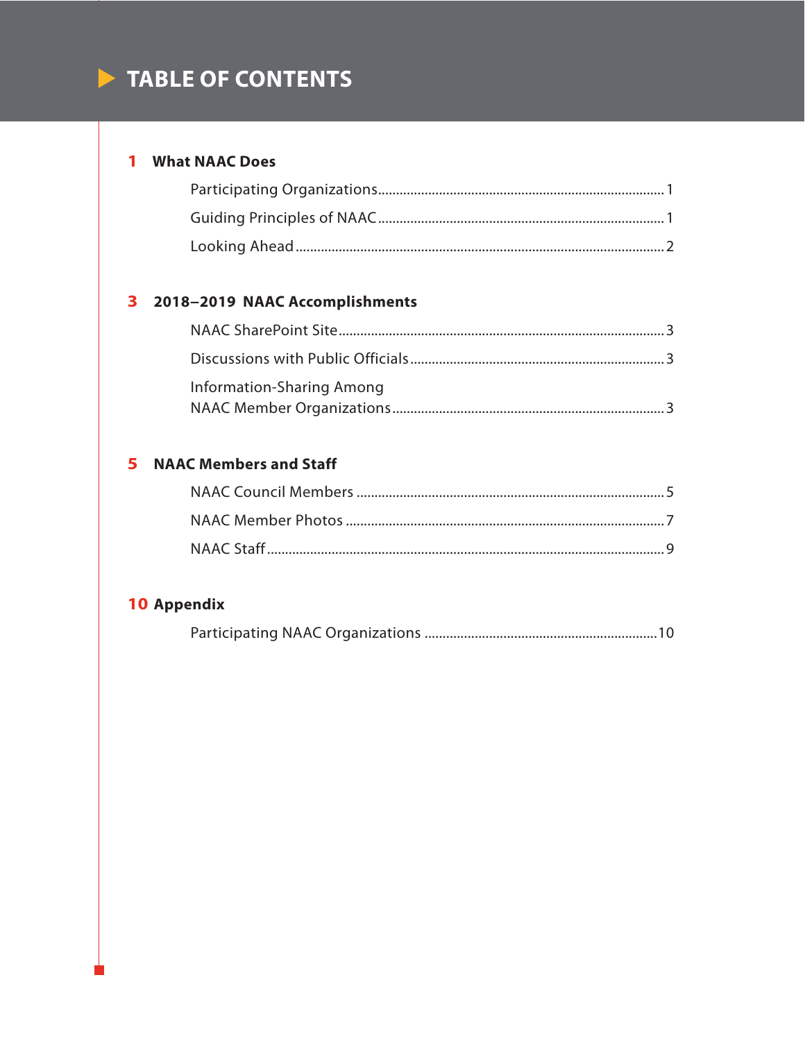# TABLE OF CONTENTS

**1 What NAAC Does**

- Participating Organizations ... 1
- Guiding Principles of NAAC ... 1
- Looking Ahead ... 2

**3 2018–2019 NAAC Accomplishments**

- NAAC SharePoint Site ... 3
- Discussions with Public Officials ... 3
- Information-Sharing Among NAAC Member Organizations ... 3

**5 NAAC Members and Staff**

- NAAC Council Members ... 5
- NAAC Member Photos ... 7
- NAAC Staff ... 9

**10 Appendix**

- Participating NAAC Organizations ... 10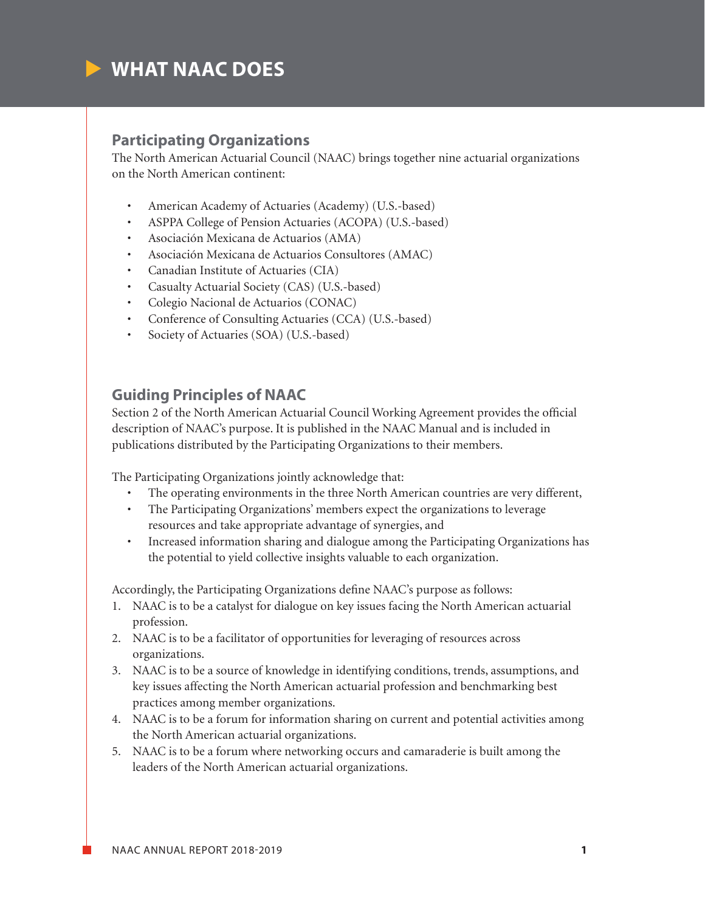# WHAT NAAC DOES

## Participating Organizations

The North American Actuarial Council (NAAC) brings together nine actuarial organizations on the North American continent:

- American Academy of Actuaries (Academy) (U.S.-based)
- ASPPA College of Pension Actuaries (ACOPA) (U.S.-based)
- Asociación Mexicana de Actuarios (AMA)
- Asociación Mexicana de Actuarios Consultores (AMAC)
- Canadian Institute of Actuaries (CIA)
- Casualty Actuarial Society (CAS) (U.S.-based)
- Colegio Nacional de Actuarios (CONAC)
- Conference of Consulting Actuaries (CCA) (U.S.-based)
- Society of Actuaries (SOA) (U.S.-based)

## Guiding Principles of NAAC

Section 2 of the North American Actuarial Council Working Agreement provides the official description of NAAC's purpose. It is published in the NAAC Manual and is included in publications distributed by the Participating Organizations to their members.

The Participating Organizations jointly acknowledge that:

- The operating environments in the three North American countries are very different,
- The Participating Organizations' members expect the organizations to leverage resources and take appropriate advantage of synergies, and
- Increased information sharing and dialogue among the Participating Organizations has the potential to yield collective insights valuable to each organization.

Accordingly, the Participating Organizations define NAAC's purpose as follows:

1. NAAC is to be a catalyst for dialogue on key issues facing the North American actuarial profession.
2. NAAC is to be a facilitator of opportunities for leveraging of resources across organizations.
3. NAAC is to be a source of knowledge in identifying conditions, trends, assumptions, and key issues affecting the North American actuarial profession and benchmarking best practices among member organizations.
4. NAAC is to be a forum for information sharing on current and potential activities among the North American actuarial organizations.
5. NAAC is to be a forum where networking occurs and camaraderie is built among the leaders of the North American actuarial organizations.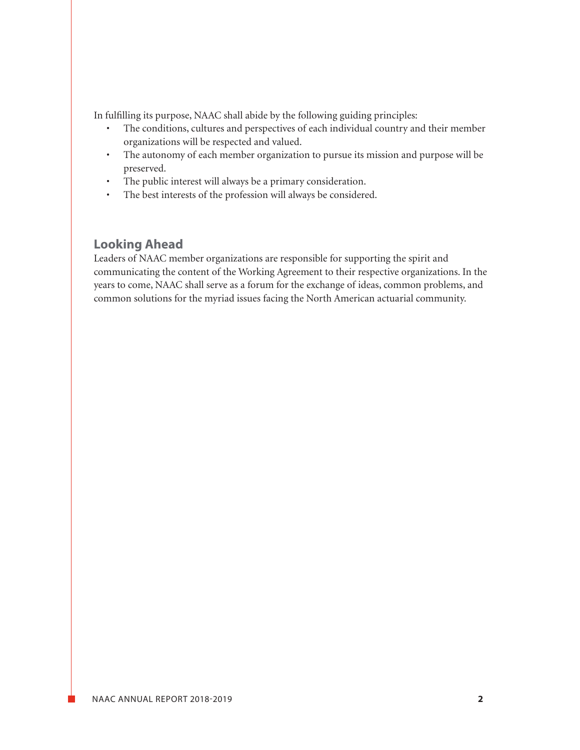In fulfilling its purpose, NAAC shall abide by the following guiding principles:

- The conditions, cultures and perspectives of each individual country and their member organizations will be respected and valued.
- The autonomy of each member organization to pursue its mission and purpose will be preserved.
- The public interest will always be a primary consideration.
- The best interests of the profession will always be considered.

## Looking Ahead

Leaders of NAAC member organizations are responsible for supporting the spirit and communicating the content of the Working Agreement to their respective organizations. In the years to come, NAAC shall serve as a forum for the exchange of ideas, common problems, and common solutions for the myriad issues facing the North American actuarial community.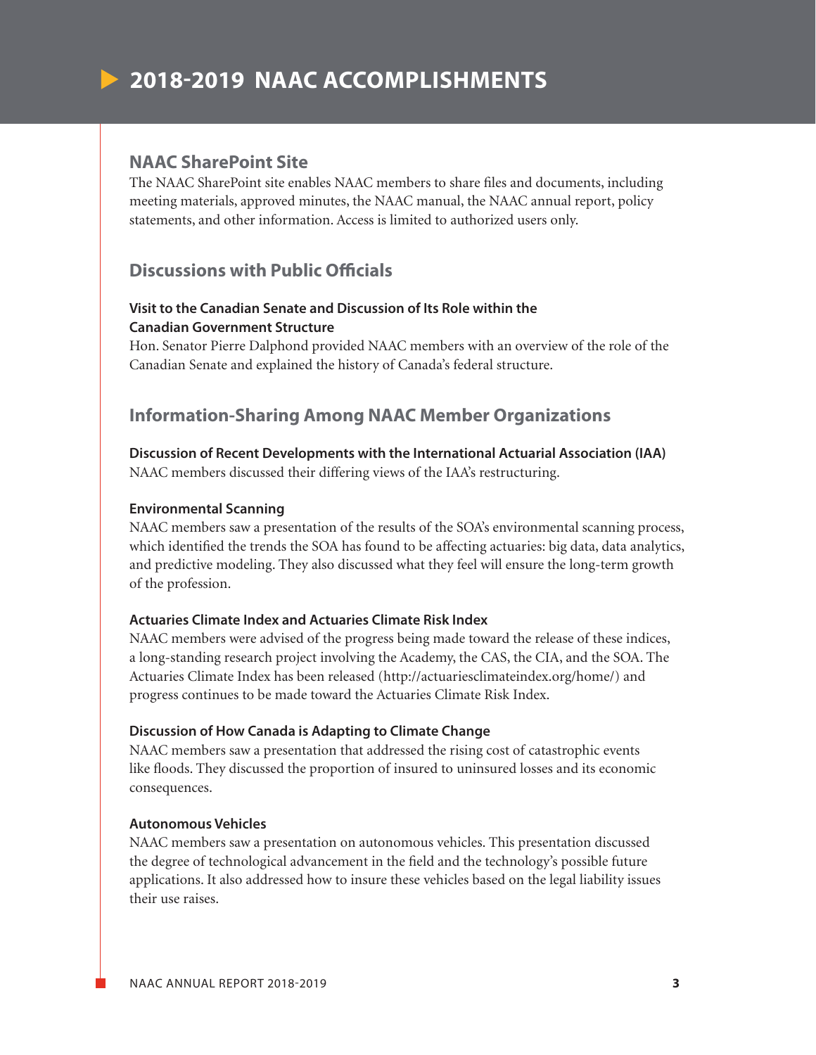# 2018-2019 NAAC ACCOMPLISHMENTS

## NAAC SharePoint Site

The NAAC SharePoint site enables NAAC members to share files and documents, including meeting materials, approved minutes, the NAAC manual, the NAAC annual report, policy statements, and other information. Access is limited to authorized users only.

## Discussions with Public Officials

### Visit to the Canadian Senate and Discussion of Its Role within the Canadian Government Structure

Hon. Senator Pierre Dalphond provided NAAC members with an overview of the role of the Canadian Senate and explained the history of Canada's federal structure.

## Information-Sharing Among NAAC Member Organizations

### Discussion of Recent Developments with the International Actuarial Association (IAA)

NAAC members discussed their differing views of the IAA's restructuring.

### Environmental Scanning

NAAC members saw a presentation of the results of the SOA's environmental scanning process, which identified the trends the SOA has found to be affecting actuaries: big data, data analytics, and predictive modeling. They also discussed what they feel will ensure the long-term growth of the profession.

### Actuaries Climate Index and Actuaries Climate Risk Index

NAAC members were advised of the progress being made toward the release of these indices, a long-standing research project involving the Academy, the CAS, the CIA, and the SOA. The Actuaries Climate Index has been released (http://actuariesclimateindex.org/home/) and progress continues to be made toward the Actuaries Climate Risk Index.

### Discussion of How Canada is Adapting to Climate Change

NAAC members saw a presentation that addressed the rising cost of catastrophic events like floods. They discussed the proportion of insured to uninsured losses and its economic consequences.

### Autonomous Vehicles

NAAC members saw a presentation on autonomous vehicles. This presentation discussed the degree of technological advancement in the field and the technology's possible future applications. It also addressed how to insure these vehicles based on the legal liability issues their use raises.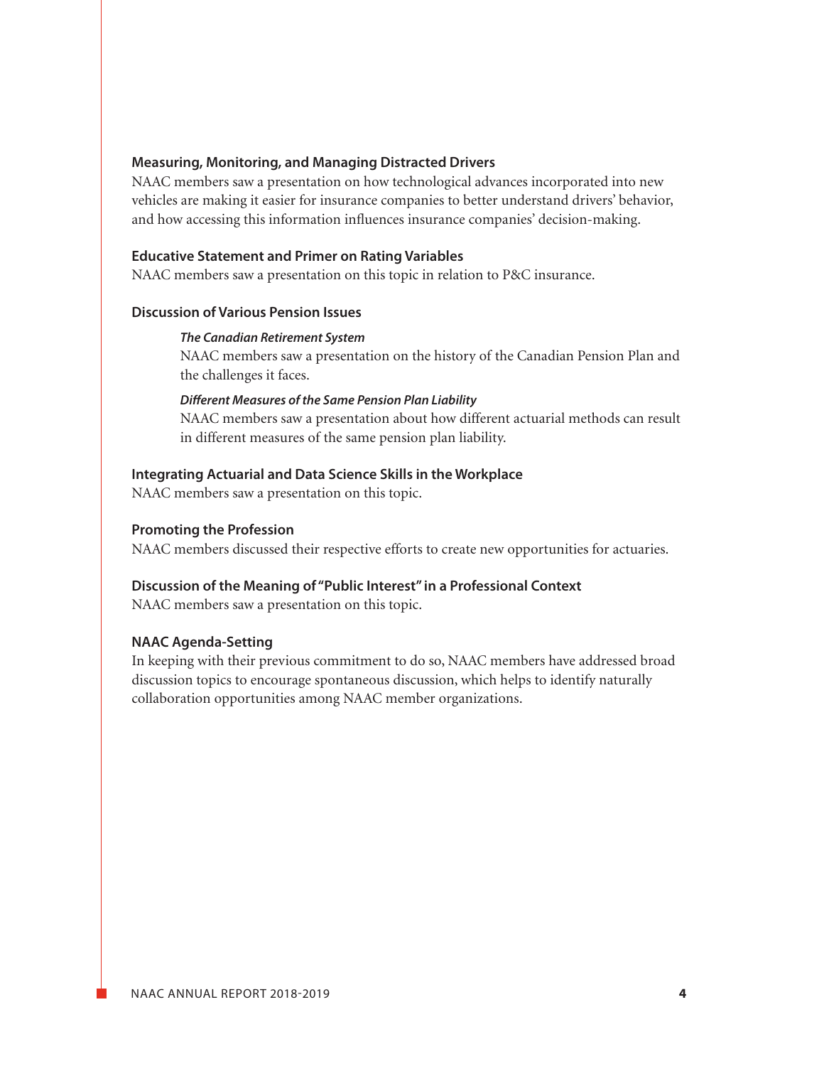### Measuring, Monitoring, and Managing Distracted Drivers

NAAC members saw a presentation on how technological advances incorporated into new vehicles are making it easier for insurance companies to better understand drivers' behavior, and how accessing this information influences insurance companies' decision-making.

### Educative Statement and Primer on Rating Variables

NAAC members saw a presentation on this topic in relation to P&C insurance.

### Discussion of Various Pension Issues

#### *The Canadian Retirement System*

NAAC members saw a presentation on the history of the Canadian Pension Plan and the challenges it faces.

#### *Different Measures of the Same Pension Plan Liability*

NAAC members saw a presentation about how different actuarial methods can result in different measures of the same pension plan liability.

### Integrating Actuarial and Data Science Skills in the Workplace

NAAC members saw a presentation on this topic.

### Promoting the Profession

NAAC members discussed their respective efforts to create new opportunities for actuaries.

### Discussion of the Meaning of "Public Interest" in a Professional Context

NAAC members saw a presentation on this topic.

### NAAC Agenda-Setting

In keeping with their previous commitment to do so, NAAC members have addressed broad discussion topics to encourage spontaneous discussion, which helps to identify naturally collaboration opportunities among NAAC member organizations.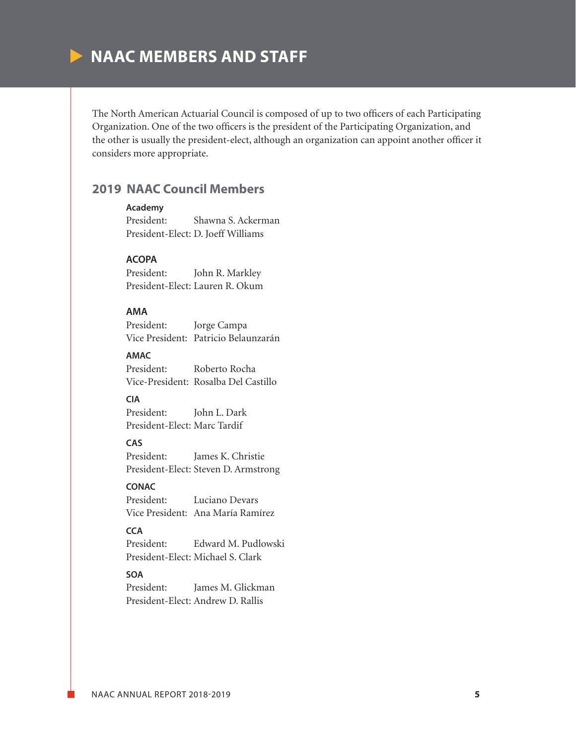# NAAC MEMBERS AND STAFF

The North American Actuarial Council is composed of up to two officers of each Participating Organization. One of the two officers is the president of the Participating Organization, and the other is usually the president-elect, although an organization can appoint another officer it considers more appropriate.

## 2019 NAAC Council Members

**Academy**
President: Shawna S. Ackerman
President-Elect: D. Joeff Williams

**ACOPA**
President: John R. Markley
President-Elect: Lauren R. Okum

**AMA**
President: Jorge Campa
Vice President: Patricio Belaunzarán

**AMAC**
President: Roberto Rocha
Vice-President: Rosalba Del Castillo

**CIA**
President: John L. Dark
President-Elect: Marc Tardif

**CAS**
President: James K. Christie
President-Elect: Steven D. Armstrong

**CONAC**
President: Luciano Devars
Vice President: Ana María Ramírez

**CCA**
President: Edward M. Pudlowski
President-Elect: Michael S. Clark

**SOA**
President: James M. Glickman
President-Elect: Andrew D. Rallis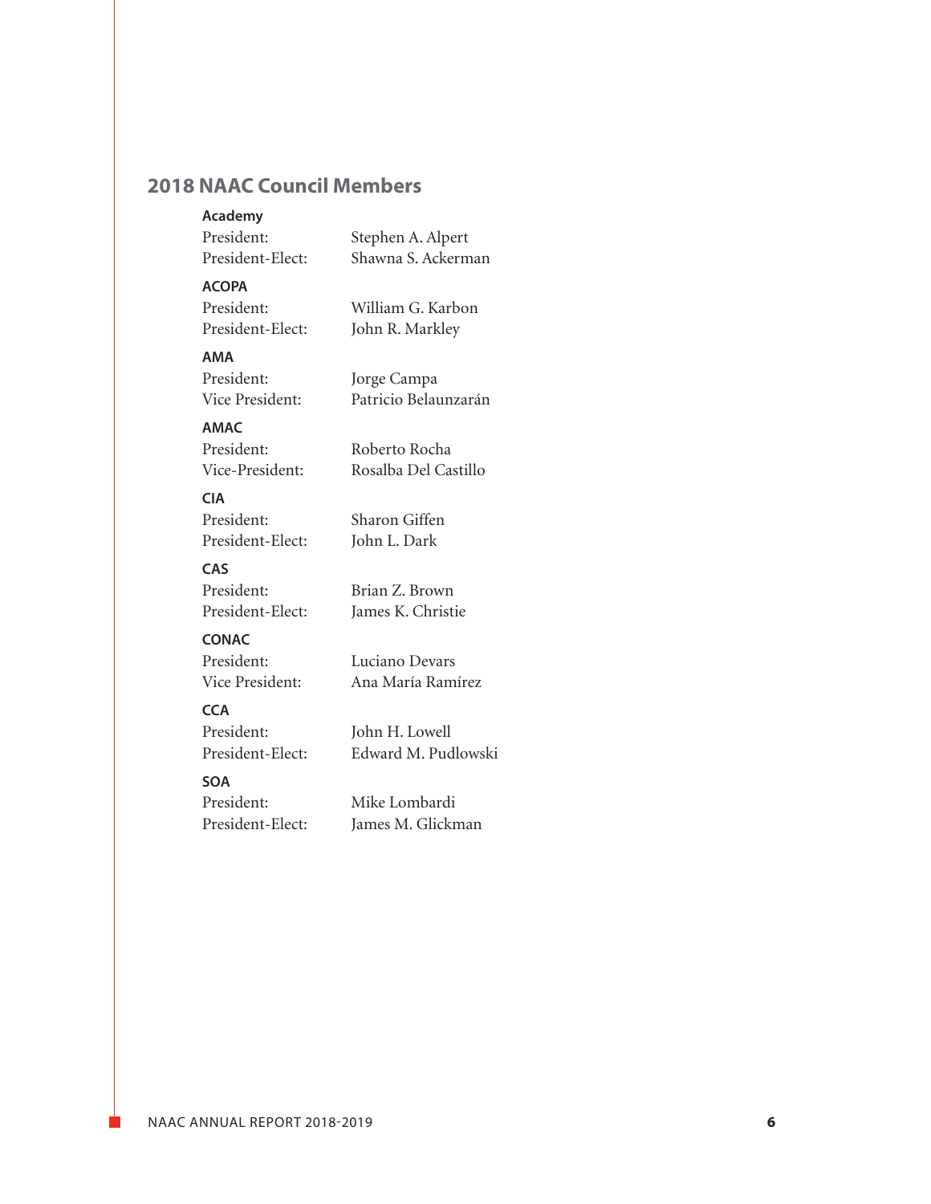## 2018 NAAC Council Members

**Academy**

| | |
|---|---|
| President: | Stephen A. Alpert |
| President-Elect: | Shawna S. Ackerman |

**ACOPA**

| | |
|---|---|
| President: | William G. Karbon |
| President-Elect: | John R. Markley |

**AMA**

| | |
|---|---|
| President: | Jorge Campa |
| Vice President: | Patricio Belaunzarán |

**AMAC**

| | |
|---|---|
| President: | Roberto Rocha |
| Vice-President: | Rosalba Del Castillo |

**CIA**

| | |
|---|---|
| President: | Sharon Giffen |
| President-Elect: | John L. Dark |

**CAS**

| | |
|---|---|
| President: | Brian Z. Brown |
| President-Elect: | James K. Christie |

**CONAC**

| | |
|---|---|
| President: | Luciano Devars |
| Vice President: | Ana María Ramírez |

**CCA**

| | |
|---|---|
| President: | John H. Lowell |
| President-Elect: | Edward M. Pudlowski |

**SOA**

| | |
|---|---|
| President: | Mike Lombardi |
| President-Elect: | James M. Glickman |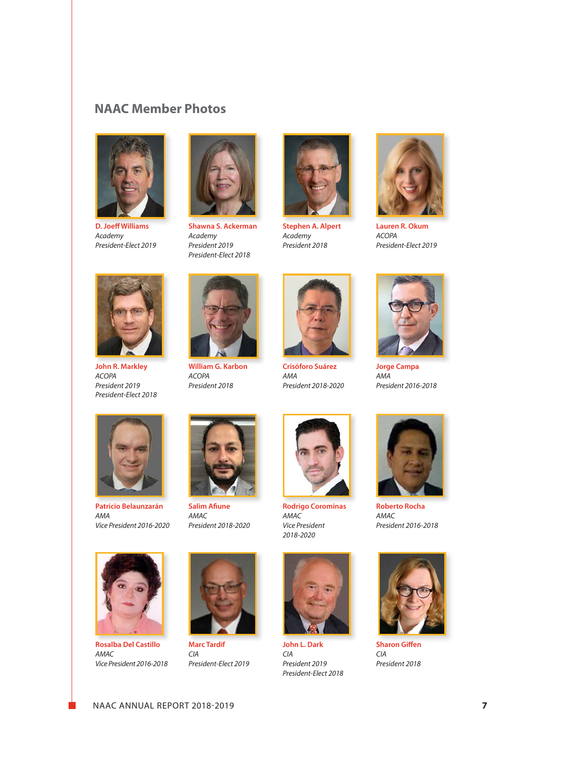## NAAC Member Photos

**D. Joeff Williams**
*Academy*
*President-Elect 2019*

**Shawna S. Ackerman**
*Academy*
*President 2019*
*President-Elect 2018*

**Stephen A. Alpert**
*Academy*
*President 2018*

**Lauren R. Okum**
*ACOPA*
*President-Elect 2019*

**John R. Markley**
*ACOPA*
*President 2019*
*President-Elect 2018*

**William G. Karbon**
*ACOPA*
*President 2018*

**Crisóforo Suárez**
*AMA*
*President 2018-2020*

**Jorge Campa**
*AMA*
*President 2016-2018*

**Patricio Belaunzarán**
*AMA*
*Vice President 2016-2020*

**Salim Afiune**
*AMAC*
*President 2018-2020*

**Rodrigo Corominas**
*AMAC*
*Vice President 2018-2020*

**Roberto Rocha**
*AMAC*
*President 2016-2018*

**Rosalba Del Castillo**
*AMAC*
*Vice President 2016-2018*

**Marc Tardif**
*CIA*
*President-Elect 2019*

**John L. Dark**
*CIA*
*President 2019*
*President-Elect 2018*

**Sharon Giffen**
*CIA*
*President 2018*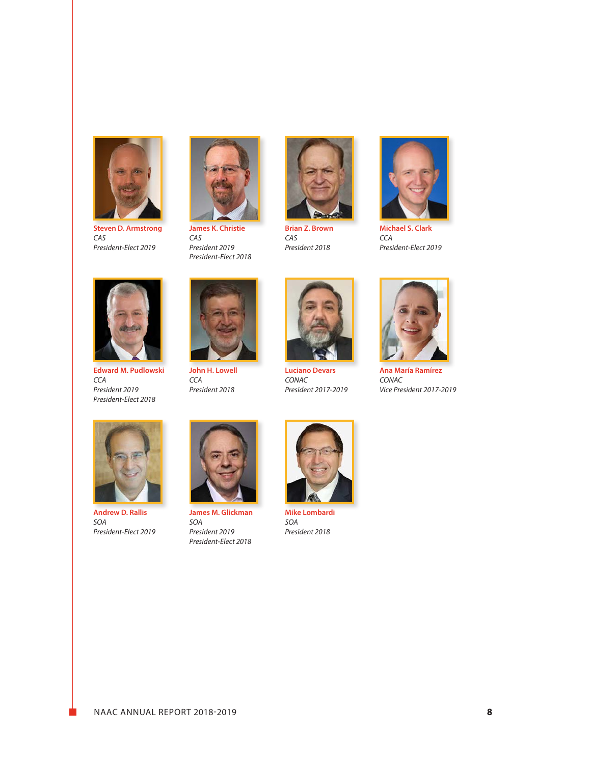**Steven D. Armstrong**
*CAS*
*President-Elect 2019*

**James K. Christie**
*CAS*
*President 2019*
*President-Elect 2018*

**Brian Z. Brown**
*CAS*
*President 2018*

**Michael S. Clark**
*CCA*
*President-Elect 2019*

**Edward M. Pudlowski**
*CCA*
*President 2019*
*President-Elect 2018*

**John H. Lowell**
*CCA*
*President 2018*

**Luciano Devars**
*CONAC*
*President 2017-2019*

**Ana María Ramírez**
*CONAC*
*Vice President 2017-2019*

**Andrew D. Rallis**
*SOA*
*President-Elect 2019*

**James M. Glickman**
*SOA*
*President 2019*
*President-Elect 2018*

**Mike Lombardi**
*SOA*
*President 2018*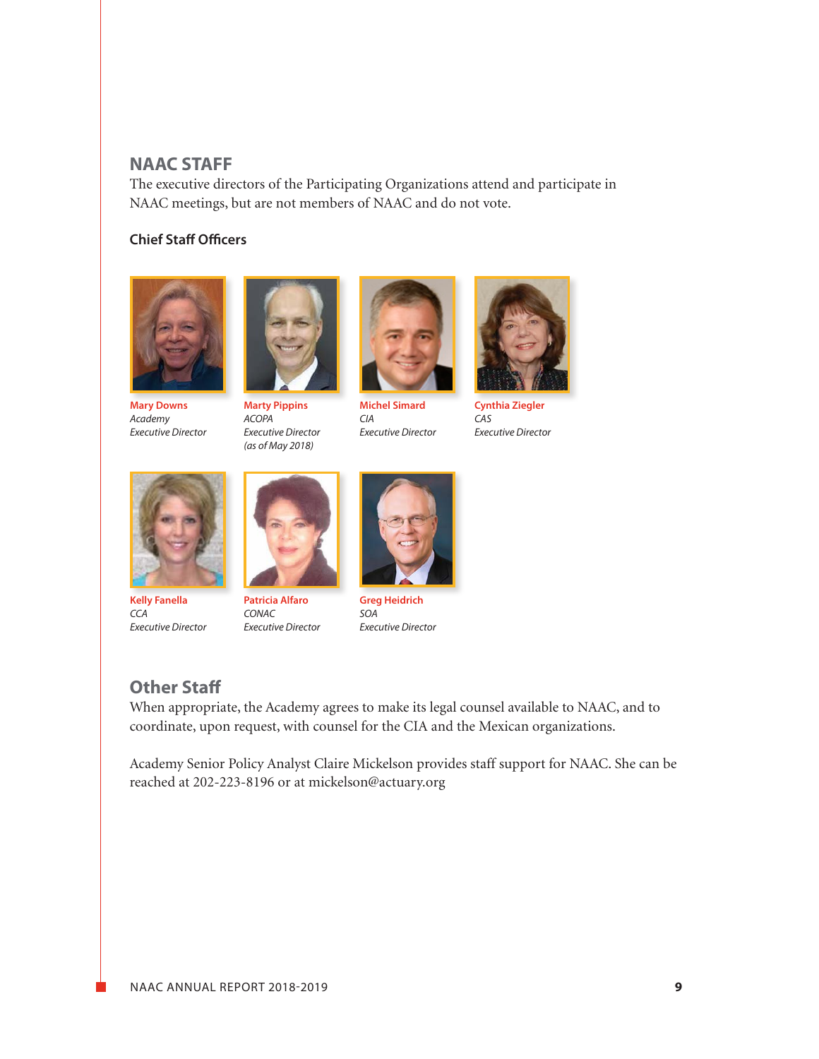## NAAC STAFF

The executive directors of the Participating Organizations attend and participate in NAAC meetings, but are not members of NAAC and do not vote.

### Chief Staff Officers

**Mary Downs**
*Academy*
*Executive Director*

**Marty Pippins**
*ACOPA*
*Executive Director*
*(as of May 2018)*

**Michel Simard**
*CIA*
*Executive Director*

**Cynthia Ziegler**
*CAS*
*Executive Director*

**Kelly Fanella**
*CCA*
*Executive Director*

**Patricia Alfaro**
*CONAC*
*Executive Director*

**Greg Heidrich**
*SOA*
*Executive Director*

## Other Staff

When appropriate, the Academy agrees to make its legal counsel available to NAAC, and to coordinate, upon request, with counsel for the CIA and the Mexican organizations.

Academy Senior Policy Analyst Claire Mickelson provides staff support for NAAC. She can be reached at 202-223-8196 or at mickelson@actuary.org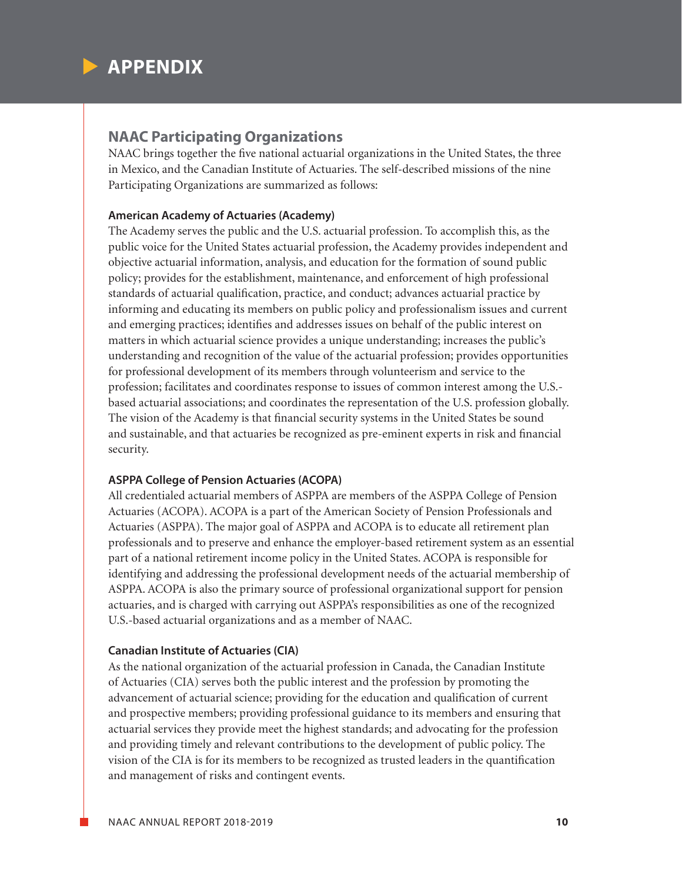# APPENDIX

## NAAC Participating Organizations

NAAC brings together the five national actuarial organizations in the United States, the three in Mexico, and the Canadian Institute of Actuaries. The self-described missions of the nine Participating Organizations are summarized as follows:

### American Academy of Actuaries (Academy)

The Academy serves the public and the U.S. actuarial profession. To accomplish this, as the public voice for the United States actuarial profession, the Academy provides independent and objective actuarial information, analysis, and education for the formation of sound public policy; provides for the establishment, maintenance, and enforcement of high professional standards of actuarial qualification, practice, and conduct; advances actuarial practice by informing and educating its members on public policy and professionalism issues and current and emerging practices; identifies and addresses issues on behalf of the public interest on matters in which actuarial science provides a unique understanding; increases the public's understanding and recognition of the value of the actuarial profession; provides opportunities for professional development of its members through volunteerism and service to the profession; facilitates and coordinates response to issues of common interest among the U.S.-based actuarial associations; and coordinates the representation of the U.S. profession globally. The vision of the Academy is that financial security systems in the United States be sound and sustainable, and that actuaries be recognized as pre-eminent experts in risk and financial security.

### ASPPA College of Pension Actuaries (ACOPA)

All credentialed actuarial members of ASPPA are members of the ASPPA College of Pension Actuaries (ACOPA). ACOPA is a part of the American Society of Pension Professionals and Actuaries (ASPPA). The major goal of ASPPA and ACOPA is to educate all retirement plan professionals and to preserve and enhance the employer-based retirement system as an essential part of a national retirement income policy in the United States. ACOPA is responsible for identifying and addressing the professional development needs of the actuarial membership of ASPPA. ACOPA is also the primary source of professional organizational support for pension actuaries, and is charged with carrying out ASPPA's responsibilities as one of the recognized U.S.-based actuarial organizations and as a member of NAAC.

### Canadian Institute of Actuaries (CIA)

As the national organization of the actuarial profession in Canada, the Canadian Institute of Actuaries (CIA) serves both the public interest and the profession by promoting the advancement of actuarial science; providing for the education and qualification of current and prospective members; providing professional guidance to its members and ensuring that actuarial services they provide meet the highest standards; and advocating for the profession and providing timely and relevant contributions to the development of public policy. The vision of the CIA is for its members to be recognized as trusted leaders in the quantification and management of risks and contingent events.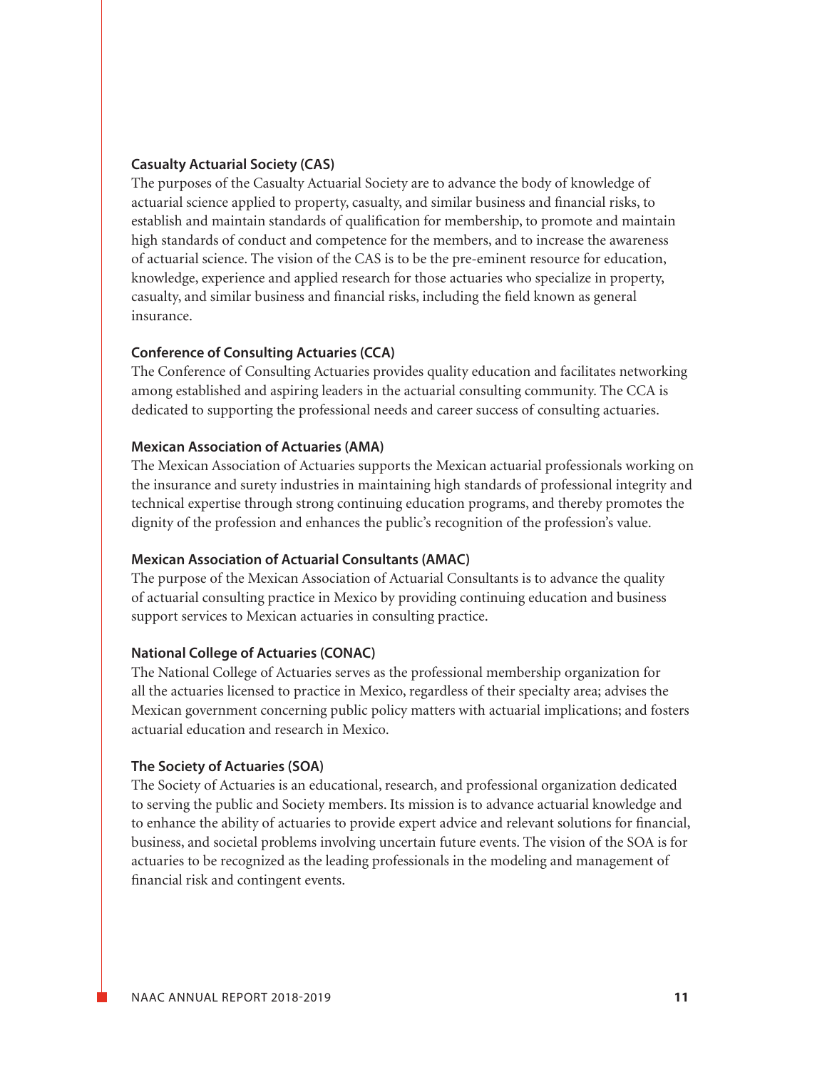### Casualty Actuarial Society (CAS)

The purposes of the Casualty Actuarial Society are to advance the body of knowledge of actuarial science applied to property, casualty, and similar business and financial risks, to establish and maintain standards of qualification for membership, to promote and maintain high standards of conduct and competence for the members, and to increase the awareness of actuarial science. The vision of the CAS is to be the pre-eminent resource for education, knowledge, experience and applied research for those actuaries who specialize in property, casualty, and similar business and financial risks, including the field known as general insurance.

### Conference of Consulting Actuaries (CCA)

The Conference of Consulting Actuaries provides quality education and facilitates networking among established and aspiring leaders in the actuarial consulting community. The CCA is dedicated to supporting the professional needs and career success of consulting actuaries.

### Mexican Association of Actuaries (AMA)

The Mexican Association of Actuaries supports the Mexican actuarial professionals working on the insurance and surety industries in maintaining high standards of professional integrity and technical expertise through strong continuing education programs, and thereby promotes the dignity of the profession and enhances the public's recognition of the profession's value.

### Mexican Association of Actuarial Consultants (AMAC)

The purpose of the Mexican Association of Actuarial Consultants is to advance the quality of actuarial consulting practice in Mexico by providing continuing education and business support services to Mexican actuaries in consulting practice.

### National College of Actuaries (CONAC)

The National College of Actuaries serves as the professional membership organization for all the actuaries licensed to practice in Mexico, regardless of their specialty area; advises the Mexican government concerning public policy matters with actuarial implications; and fosters actuarial education and research in Mexico.

### The Society of Actuaries (SOA)

The Society of Actuaries is an educational, research, and professional organization dedicated to serving the public and Society members. Its mission is to advance actuarial knowledge and to enhance the ability of actuaries to provide expert advice and relevant solutions for financial, business, and societal problems involving uncertain future events. The vision of the SOA is for actuaries to be recognized as the leading professionals in the modeling and management of financial risk and contingent events.